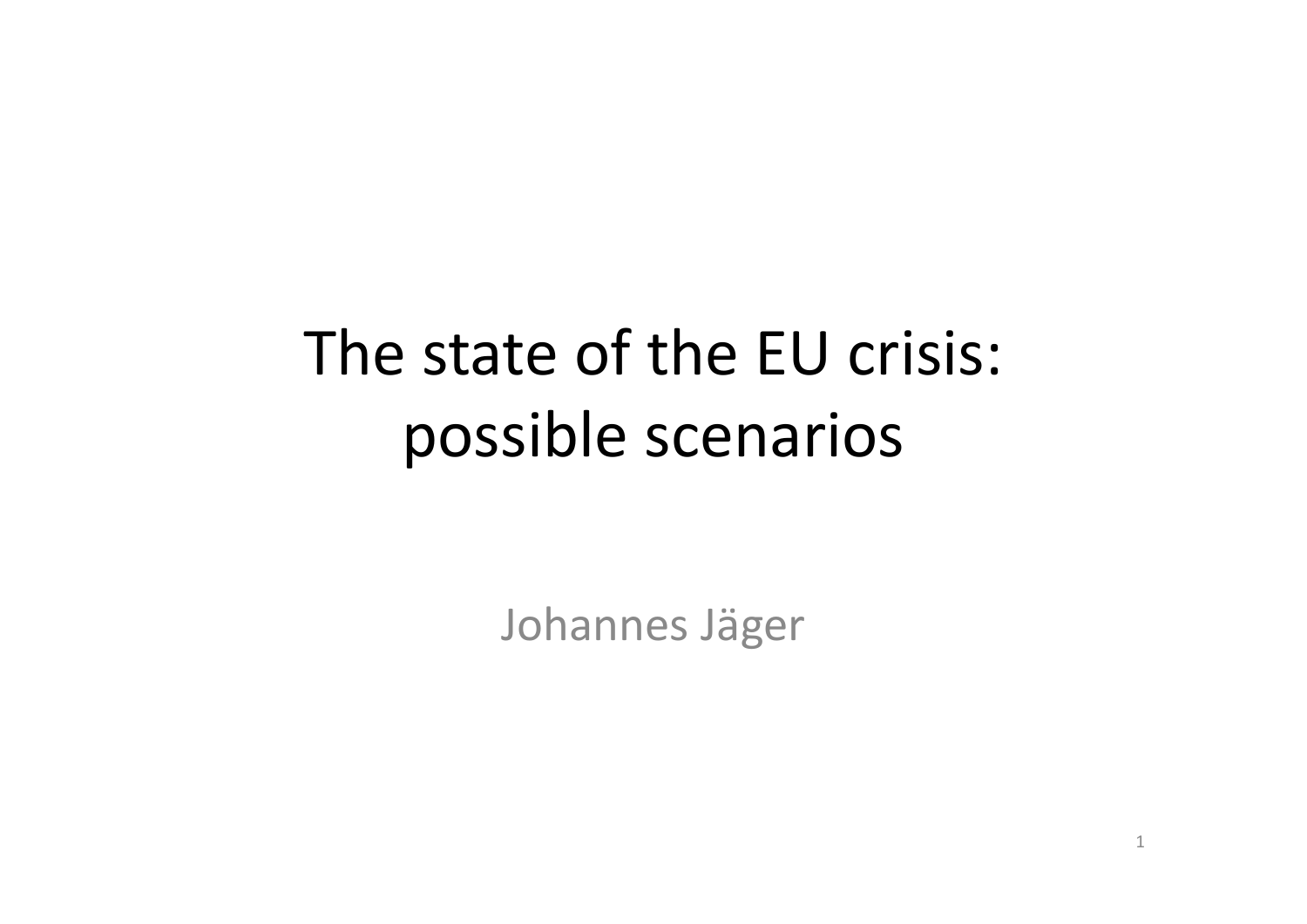# The state of the EU crisis: possible scenarios

Johannes Jäger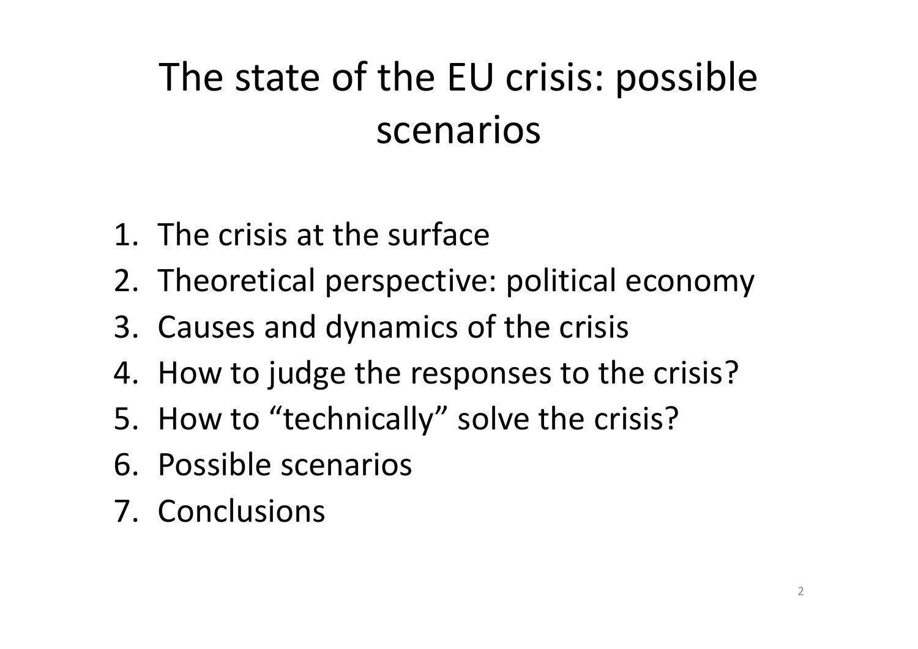# The state of the EU crisis: possible scenarios

1. The crisis at the surface
2. Theoretical perspective: political economy
3. Causes and dynamics of the crisis
4. How to judge the responses to the crisis?
5. How to “technically” solve the crisis?
6. Possible scenarios
7. Conclusions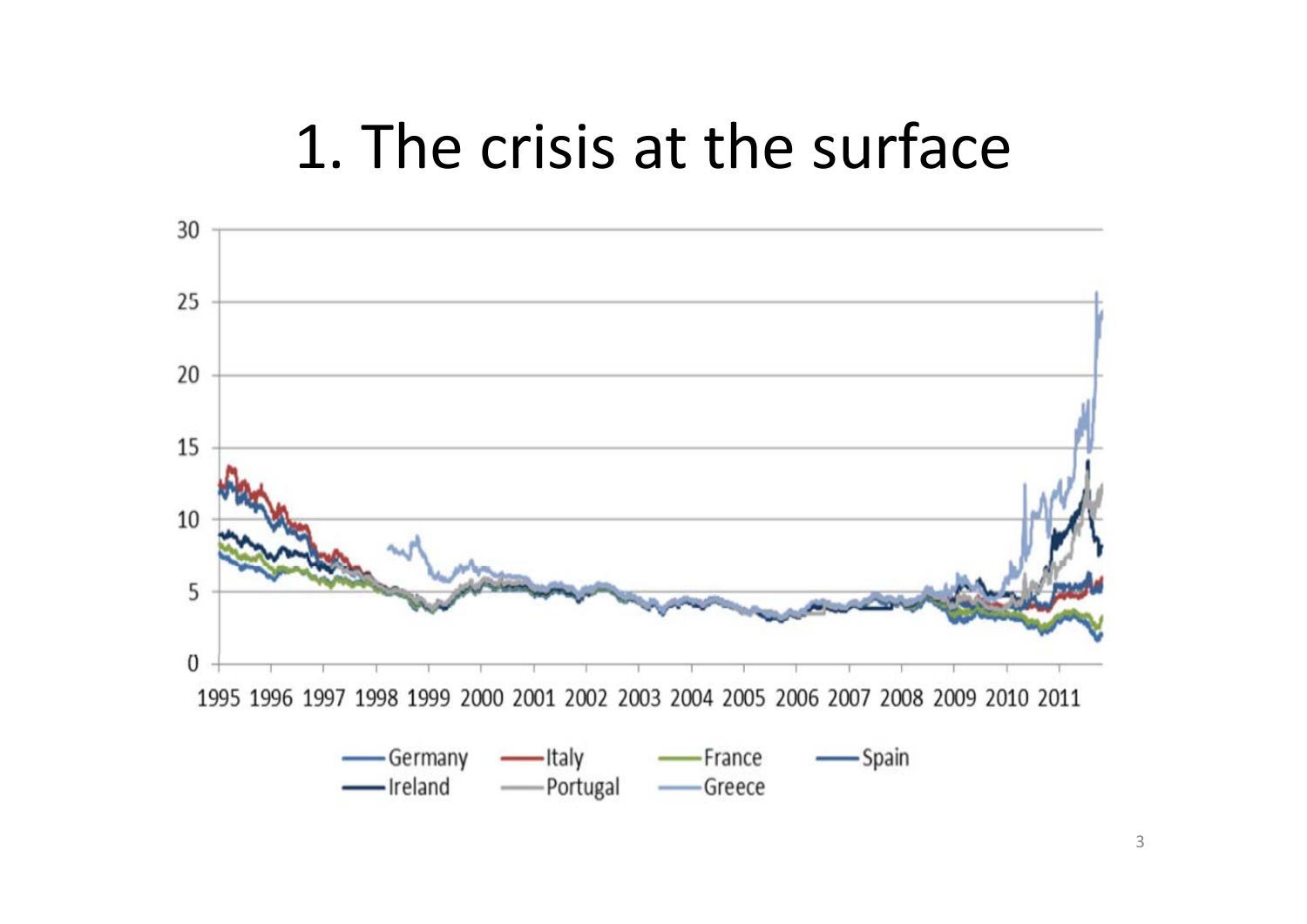# 1. The crisis at the surface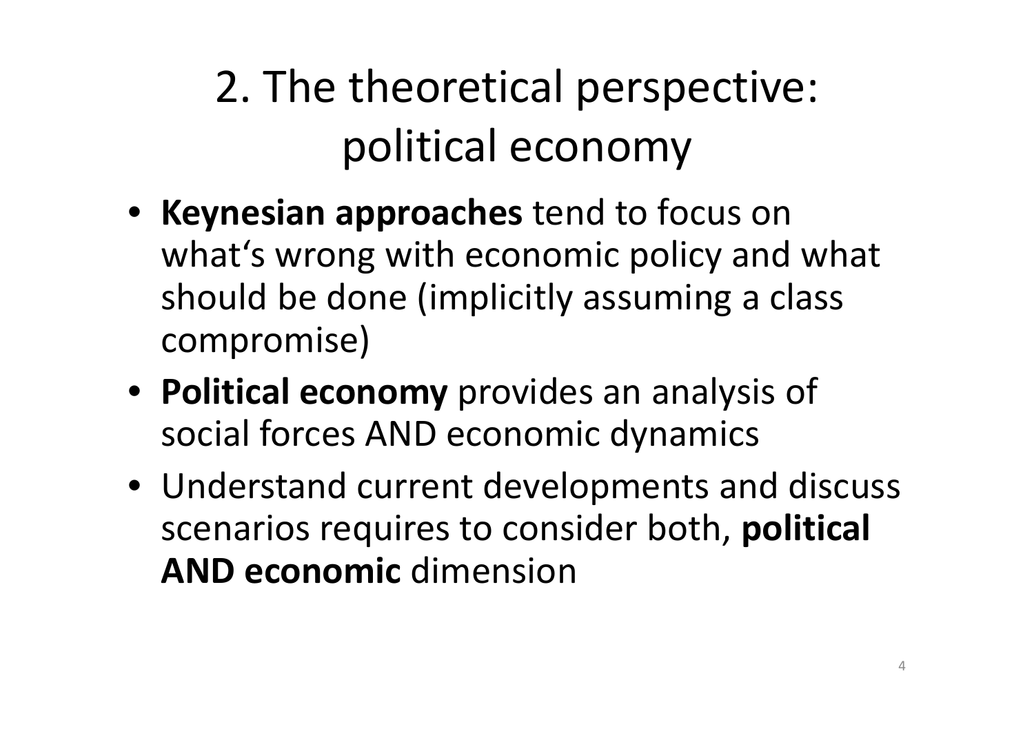# 2. The theoretical perspective: political economy

- **Keynesian approaches** tend to focus on what's wrong with economic policy and what should be done (implicitly assuming a class compromise)
- **Political economy** provides an analysis of social forces AND economic dynamics
- Understand current developments and discuss scenarios requires to consider both, **political AND economic** dimension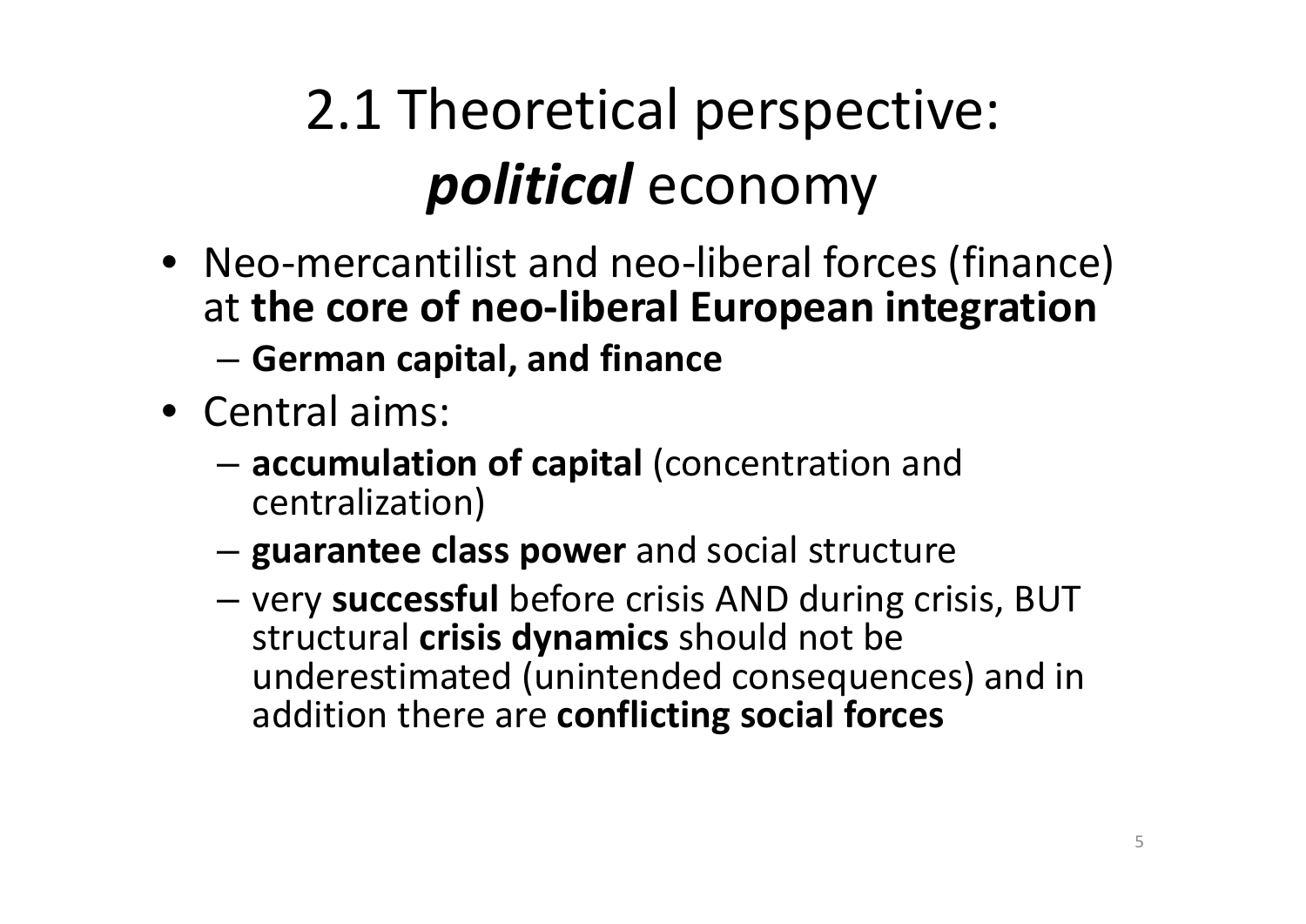# 2.1 Theoretical perspective: ***political*** economy

- Neo-mercantilist and neo-liberal forces (finance) at **the core of neo-liberal European integration**
  - **German capital, and finance**
- Central aims:
  - **accumulation of capital** (concentration and centralization)
  - **guarantee class power** and social structure
  - very **successful** before crisis AND during crisis, BUT structural **crisis dynamics** should not be underestimated (unintended consequences) and in addition there are **conflicting social forces**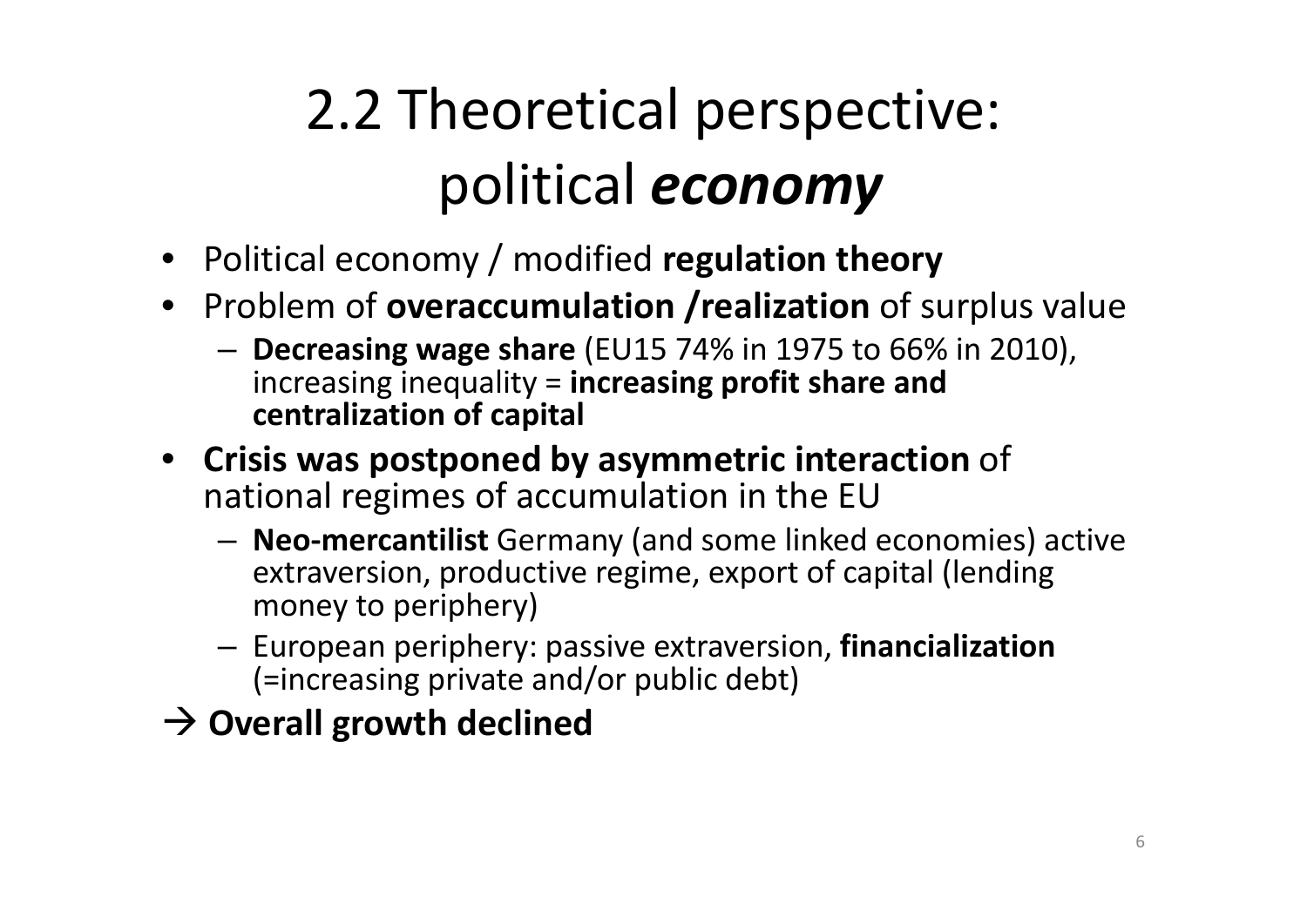# 2.2 Theoretical perspective: political *economy*

- Political economy / modified **regulation theory**
- Problem of **overaccumulation /realization** of surplus value
  - **Decreasing wage share** (EU15 74% in 1975 to 66% in 2010), increasing inequality = **increasing profit share and centralization of capital**
- **Crisis was postponed by asymmetric interaction** of national regimes of accumulation in the EU
  - **Neo-mercantilist** Germany (and some linked economies) active extraversion, productive regime, export of capital (lending money to periphery)
  - European periphery: passive extraversion, **financialization** (=increasing private and/or public debt)

→ **Overall growth declined**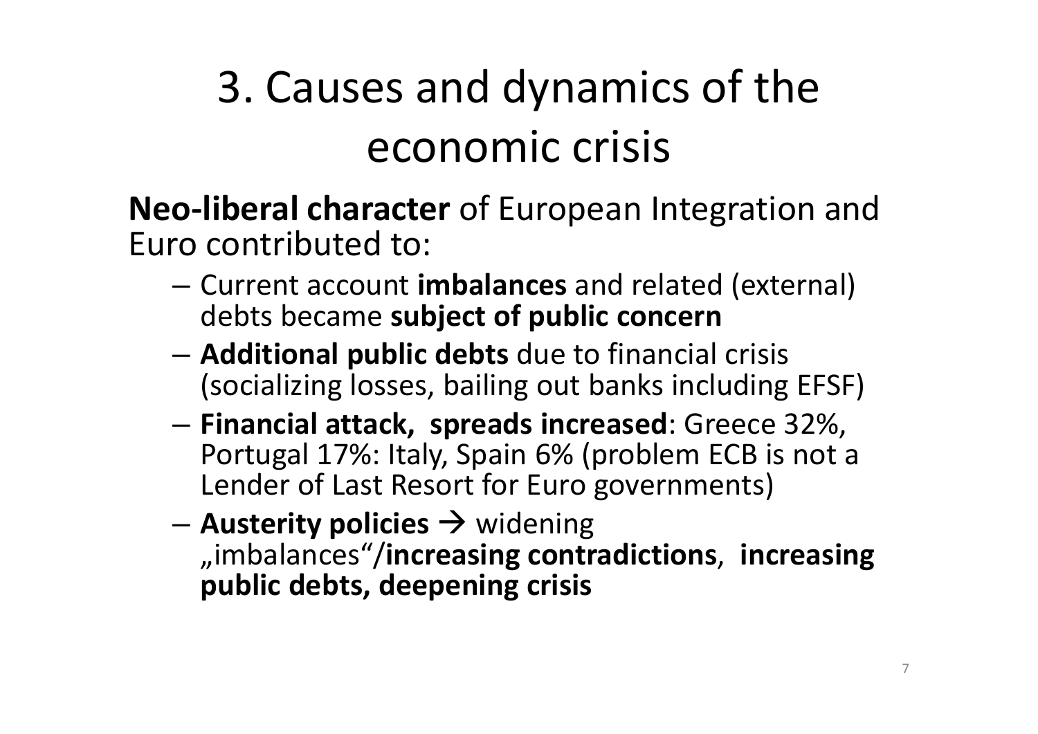# 3. Causes and dynamics of the economic crisis

**Neo-liberal character** of European Integration and Euro contributed to:

- Current account **imbalances** and related (external) debts became **subject of public concern**
- **Additional public debts** due to financial crisis (socializing losses, bailing out banks including EFSF)
- **Financial attack, spreads increased**: Greece 32%, Portugal 17%: Italy, Spain 6% (problem ECB is not a Lender of Last Resort for Euro governments)
- **Austerity policies** → widening „imbalances"/**increasing contradictions**, **increasing public debts, deepening crisis**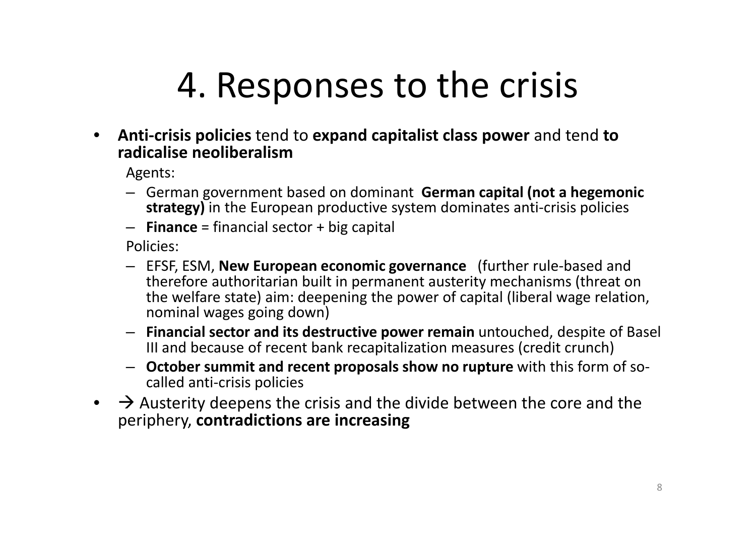# 4. Responses to the crisis

- **Anti-crisis policies** tend to **expand capitalist class power** and tend **to radicalise neoliberalism**

  Agents:

  - German government based on dominant **German capital (not a hegemonic strategy)** in the European productive system dominates anti-crisis policies
  - **Finance** = financial sector + big capital

  Policies:

  - EFSF, ESM, **New European economic governance** (further rule-based and therefore authoritarian built in permanent austerity mechanisms (threat on the welfare state) aim: deepening the power of capital (liberal wage relation, nominal wages going down)
  - **Financial sector and its destructive power remain** untouched, despite of Basel III and because of recent bank recapitalization measures (credit crunch)
  - **October summit and recent proposals show no rupture** with this form of so-called anti-crisis policies
- → Austerity deepens the crisis and the divide between the core and the periphery, **contradictions are increasing**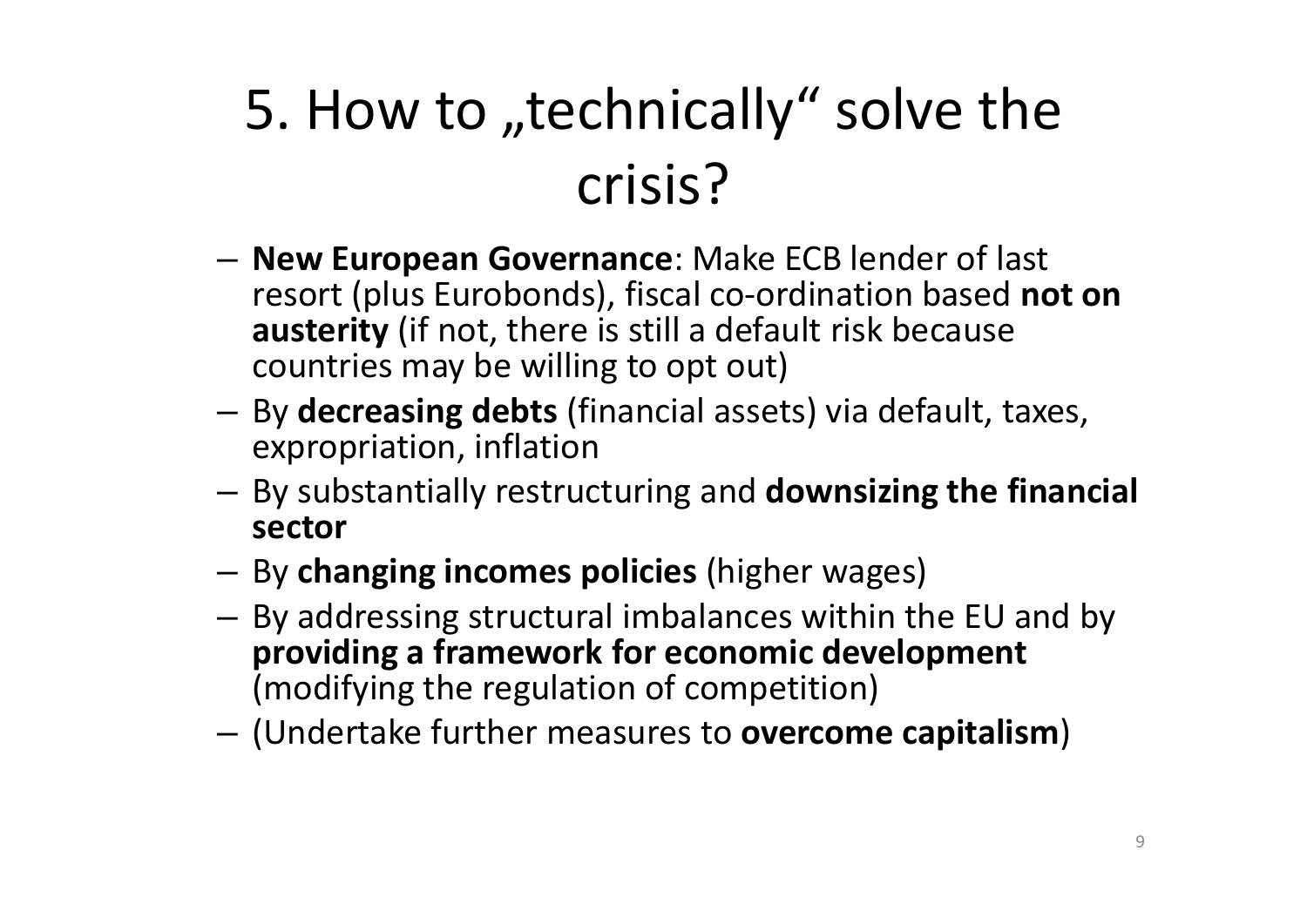# 5. How to „technically" solve the crisis?

- **New European Governance**: Make ECB lender of last resort (plus Eurobonds), fiscal co-ordination based **not on austerity** (if not, there is still a default risk because countries may be willing to opt out)
- By **decreasing debts** (financial assets) via default, taxes, expropriation, inflation
- By substantially restructuring and **downsizing the financial sector**
- By **changing incomes policies** (higher wages)
- By addressing structural imbalances within the EU and by **providing a framework for economic development** (modifying the regulation of competition)
- (Undertake further measures to **overcome capitalism**)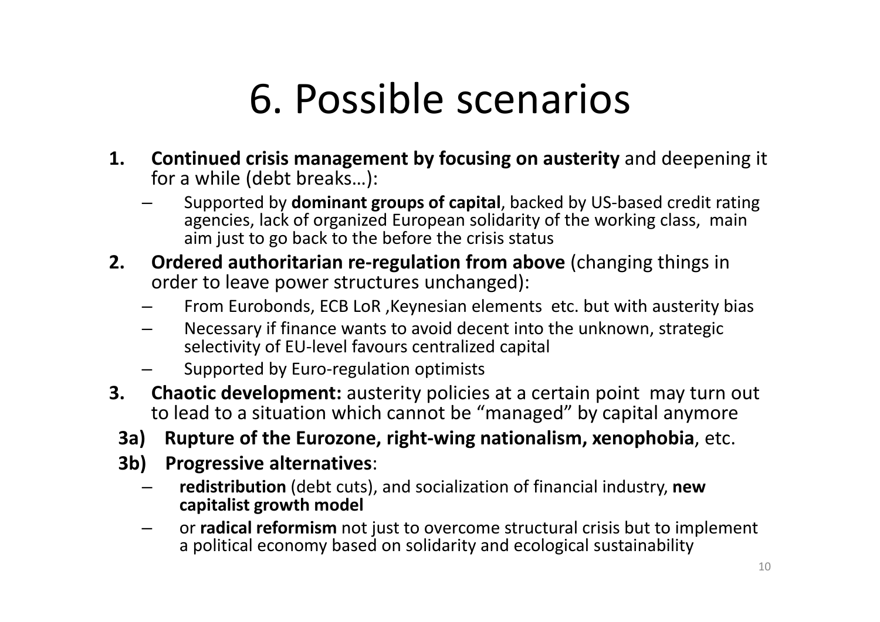# 6. Possible scenarios

1. **Continued crisis management by focusing on austerity** and deepening it for a while (debt breaks…):
   - Supported by **dominant groups of capital**, backed by US-based credit rating agencies, lack of organized European solidarity of the working class, main aim just to go back to the before the crisis status
2. **Ordered authoritarian re-regulation from above** (changing things in order to leave power structures unchanged):
   - From Eurobonds, ECB LoR ,Keynesian elements etc. but with austerity bias
   - Necessary if finance wants to avoid decent into the unknown, strategic selectivity of EU-level favours centralized capital
   - Supported by Euro-regulation optimists
3. **Chaotic development:** austerity policies at a certain point may turn out to lead to a situation which cannot be "managed" by capital anymore

   **3a) Rupture of the Eurozone, right-wing nationalism, xenophobia**, etc.

   **3b) Progressive alternatives**:
   - **redistribution** (debt cuts), and socialization of financial industry, **new capitalist growth model**
   - or **radical reformism** not just to overcome structural crisis but to implement a political economy based on solidarity and ecological sustainability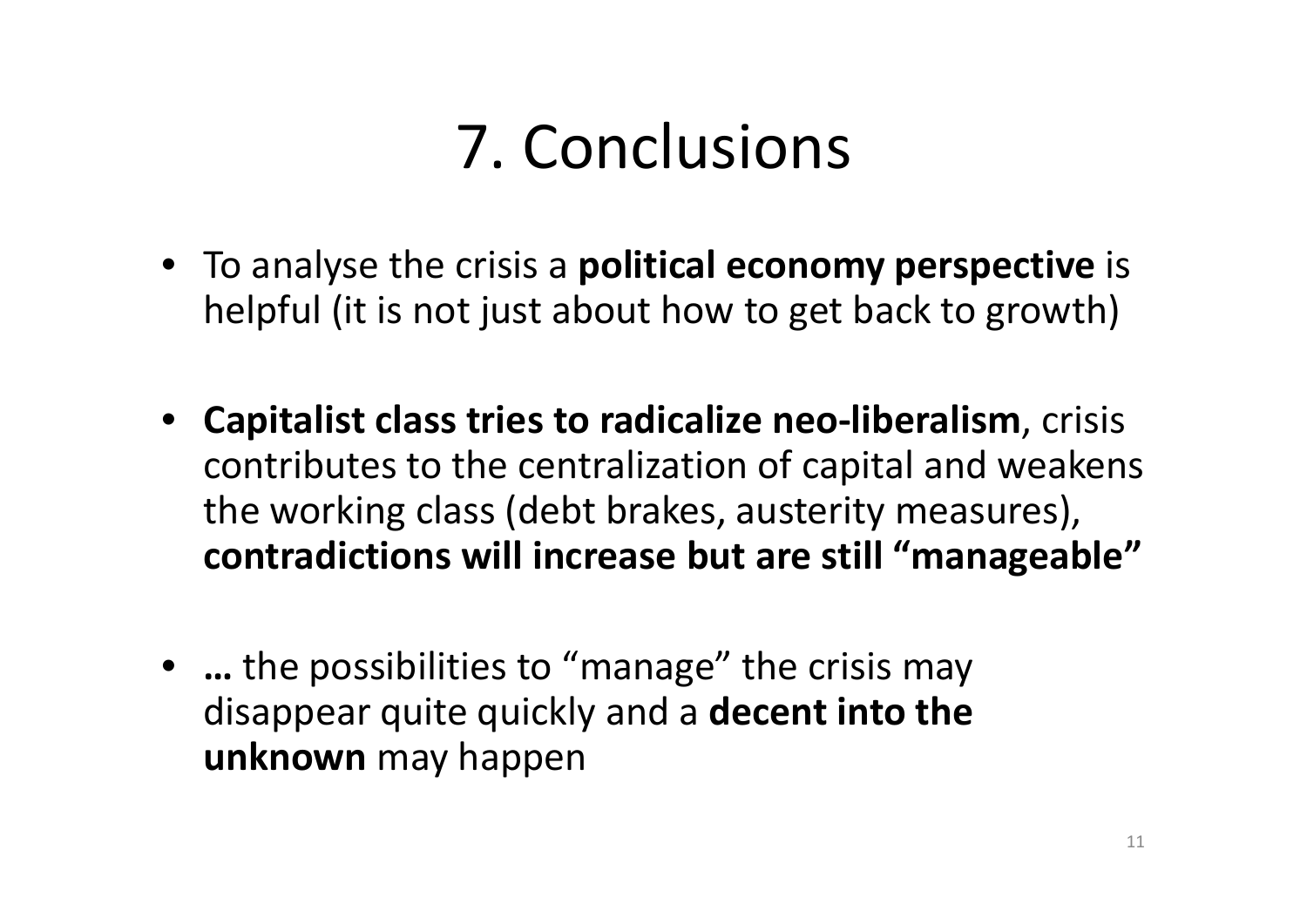# 7. Conclusions

- To analyse the crisis a **political economy perspective** is helpful (it is not just about how to get back to growth)
- **Capitalist class tries to radicalize neo-liberalism**, crisis contributes to the centralization of capital and weakens the working class (debt brakes, austerity measures), **contradictions will increase but are still "manageable"**
- **…** the possibilities to "manage" the crisis may disappear quite quickly and a **decent into the unknown** may happen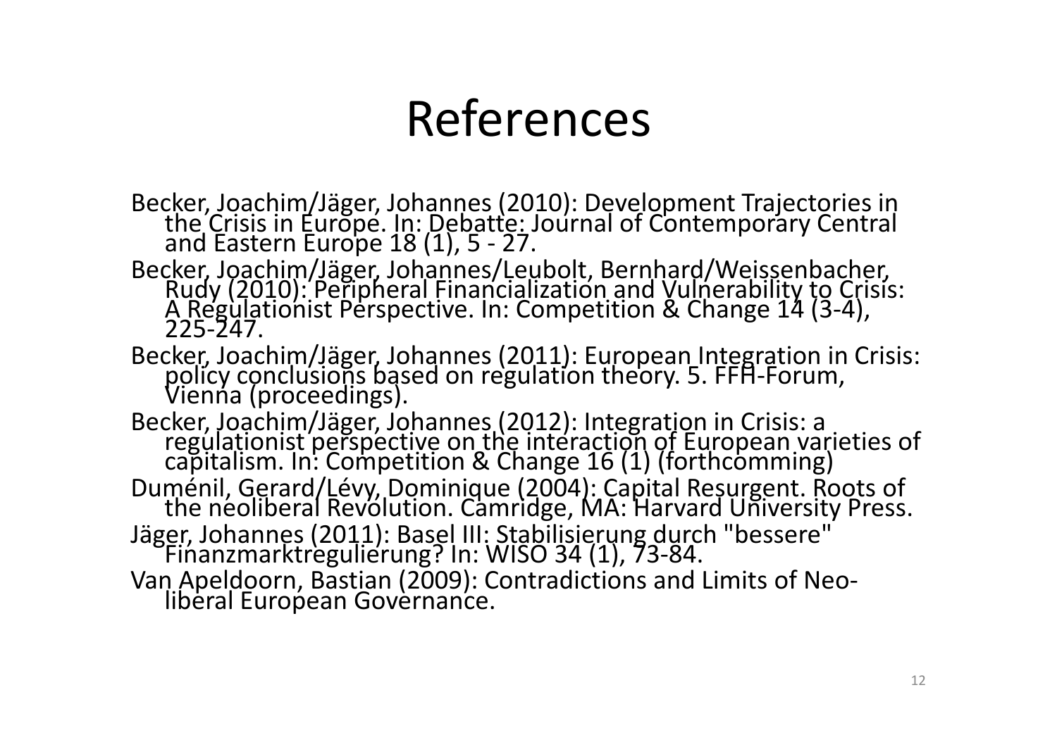# References

Becker, Joachim/Jäger, Johannes (2010): Development Trajectories in the Crisis in Europe. In: Debatte: Journal of Contemporary Central and Eastern Europe 18 (1), 5 - 27.

Becker, Joachim/Jäger, Johannes/Leubolt, Bernhard/Weissenbacher, Rudy (2010): Peripheral Financialization and Vulnerability to Crisis: A Regulationist Perspective. In: Competition & Change 14 (3-4), 225-247.

Becker, Joachim/Jäger, Johannes (2011): European Integration in Crisis: policy conclusions based on regulation theory. 5. FFH-Forum, Vienna (proceedings).

Becker, Joachim/Jäger, Johannes (2012): Integration in Crisis: a regulationist perspective on the interaction of European varieties of capitalism. In: Competition & Change 16 (1) (forthcomming)

Duménil, Gerard/Lévy, Dominique (2004): Capital Resurgent. Roots of the neoliberal Revolution. Camridge, MA: Harvard University Press.

Jäger, Johannes (2011): Basel III: Stabilisierung durch "bessere" Finanzmarktregulierung? In: WISO 34 (1), 73-84.

Van Apeldoorn, Bastian (2009): Contradictions and Limits of Neo-liberal European Governance.